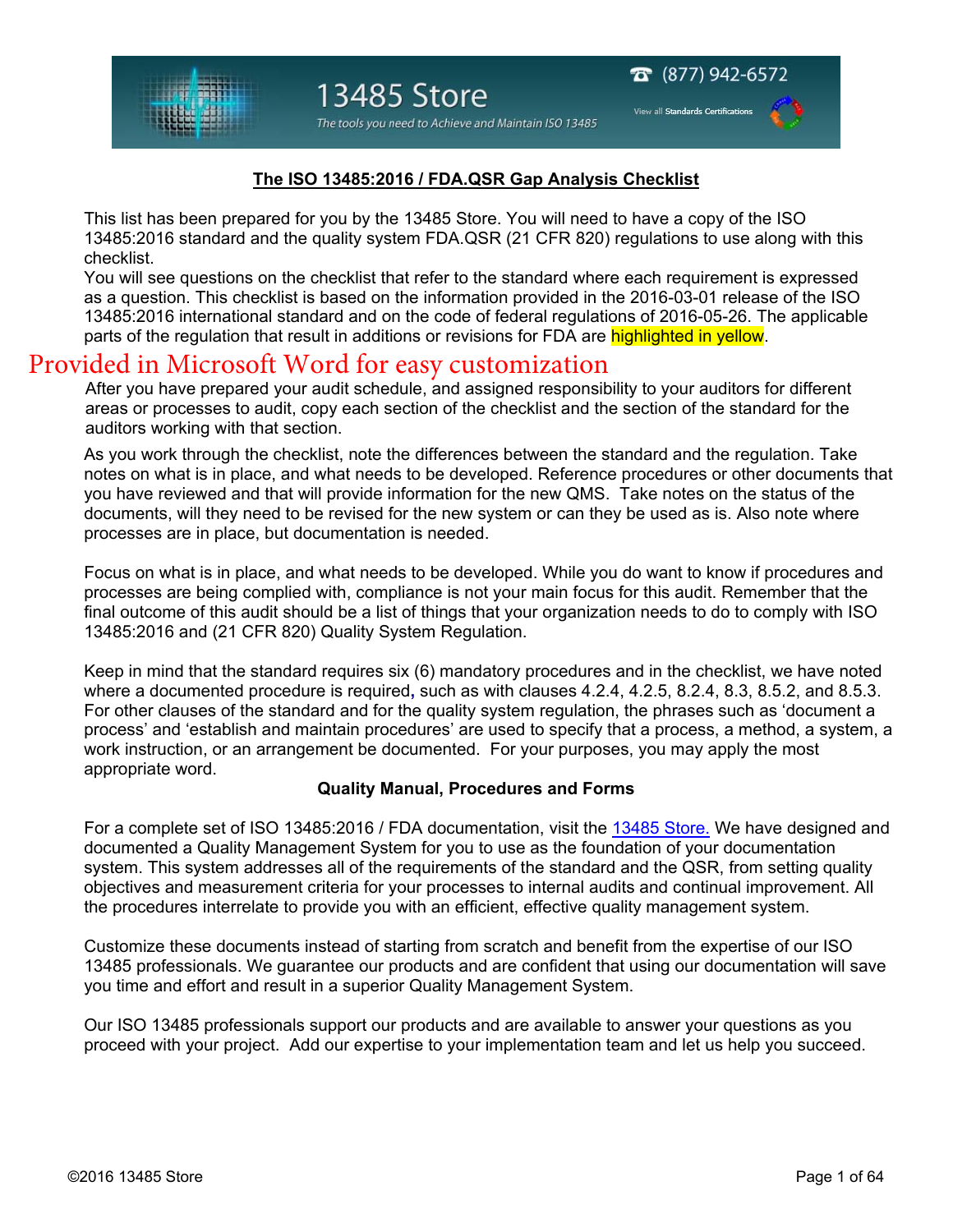13485 Store

The tools you need to Achieve and Maintain ISO 13485

(877) 942-6572

View all Standards Certifications

## The ISO 13485:2016 / FDA.QSR Gap Analysis Checklist

This list has been prepared for you by the 13485 Store. You will need to have a copy of the ISO 13485:2016 standard and the quality system FDA.QSR (21 CFR 820) regulations to use along with this checklist.
You will see questions on the checklist that refer to the standard where each requirement is expressed as a question. This checklist is based on the information provided in the 2016-03-01 release of the ISO 13485:2016 international standard and on the code of federal regulations of 2016-05-26. The applicable parts of the regulation that result in additions or revisions for FDA are highlighted in yellow.

## Provided in Microsoft Word for easy customization

After you have prepared your audit schedule, and assigned responsibility to your auditors for different areas or processes to audit, copy each section of the checklist and the section of the standard for the auditors working with that section.

As you work through the checklist, note the differences between the standard and the regulation. Take notes on what is in place, and what needs to be developed. Reference procedures or other documents that you have reviewed and that will provide information for the new QMS. Take notes on the status of the documents, will they need to be revised for the new system or can they be used as is. Also note where processes are in place, but documentation is needed.

Focus on what is in place, and what needs to be developed. While you do want to know if procedures and processes are being complied with, compliance is not your main focus for this audit. Remember that the final outcome of this audit should be a list of things that your organization needs to do to comply with ISO 13485:2016 and (21 CFR 820) Quality System Regulation.

Keep in mind that the standard requires six (6) mandatory procedures and in the checklist, we have noted where a documented procedure is required**,** such as with clauses 4.2.4, 4.2.5, 8.2.4, 8.3, 8.5.2, and 8.5.3. For other clauses of the standard and for the quality system regulation, the phrases such as 'document a process' and 'establish and maintain procedures' are used to specify that a process, a method, a system, a work instruction, or an arrangement be documented. For your purposes, you may apply the most appropriate word.

**Quality Manual, Procedures and Forms**

For a complete set of ISO 13485:2016 / FDA documentation, visit the 13485 Store. We have designed and documented a Quality Management System for you to use as the foundation of your documentation system. This system addresses all of the requirements of the standard and the QSR, from setting quality objectives and measurement criteria for your processes to internal audits and continual improvement. All the procedures interrelate to provide you with an efficient, effective quality management system.

Customize these documents instead of starting from scratch and benefit from the expertise of our ISO 13485 professionals. We guarantee our products and are confident that using our documentation will save you time and effort and result in a superior Quality Management System.

Our ISO 13485 professionals support our products and are available to answer your questions as you proceed with your project. Add our expertise to your implementation team and let us help you succeed.

©2016 13485 Store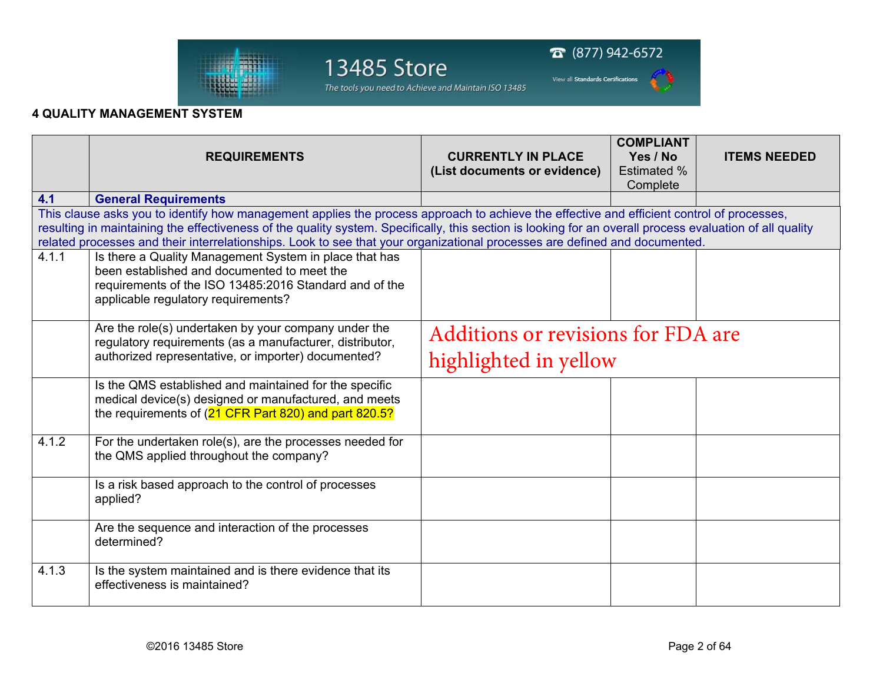## 4 QUALITY MANAGEMENT SYSTEM

| | REQUIREMENTS | CURRENTLY IN PLACE (List documents or evidence) | COMPLIANT Yes / No Estimated % Complete | ITEMS NEEDED |
|---|---|---|---|---|
| **4.1** | **General Requirements** | | | |
| This clause asks you to identify how management applies the process approach to achieve the effective and efficient control of processes, resulting in maintaining the effectiveness of the quality system. Specifically, this section is looking for an overall process evaluation of all quality related processes and their interrelationships. Look to see that your organizational processes are defined and documented. | | | | |
| 4.1.1 | Is there a Quality Management System in place that has been established and documented to meet the requirements of the ISO 13485:2016 Standard and of the applicable regulatory requirements? | | | |
| | Are the role(s) undertaken by your company under the regulatory requirements (as a manufacturer, distributor, authorized representative, or importer) documented? | Additions or revisions for FDA are highlighted in yellow | | |
| | Is the QMS established and maintained for the specific medical device(s) designed or manufactured, and meets the requirements of (21 CFR Part 820) and part 820.5? | | | |
| 4.1.2 | For the undertaken role(s), are the processes needed for the QMS applied throughout the company? | | | |
| | Is a risk based approach to the control of processes applied? | | | |
| | Are the sequence and interaction of the processes determined? | | | |
| 4.1.3 | Is the system maintained and is there evidence that its effectiveness is maintained? | | | |

©2016 13485 Store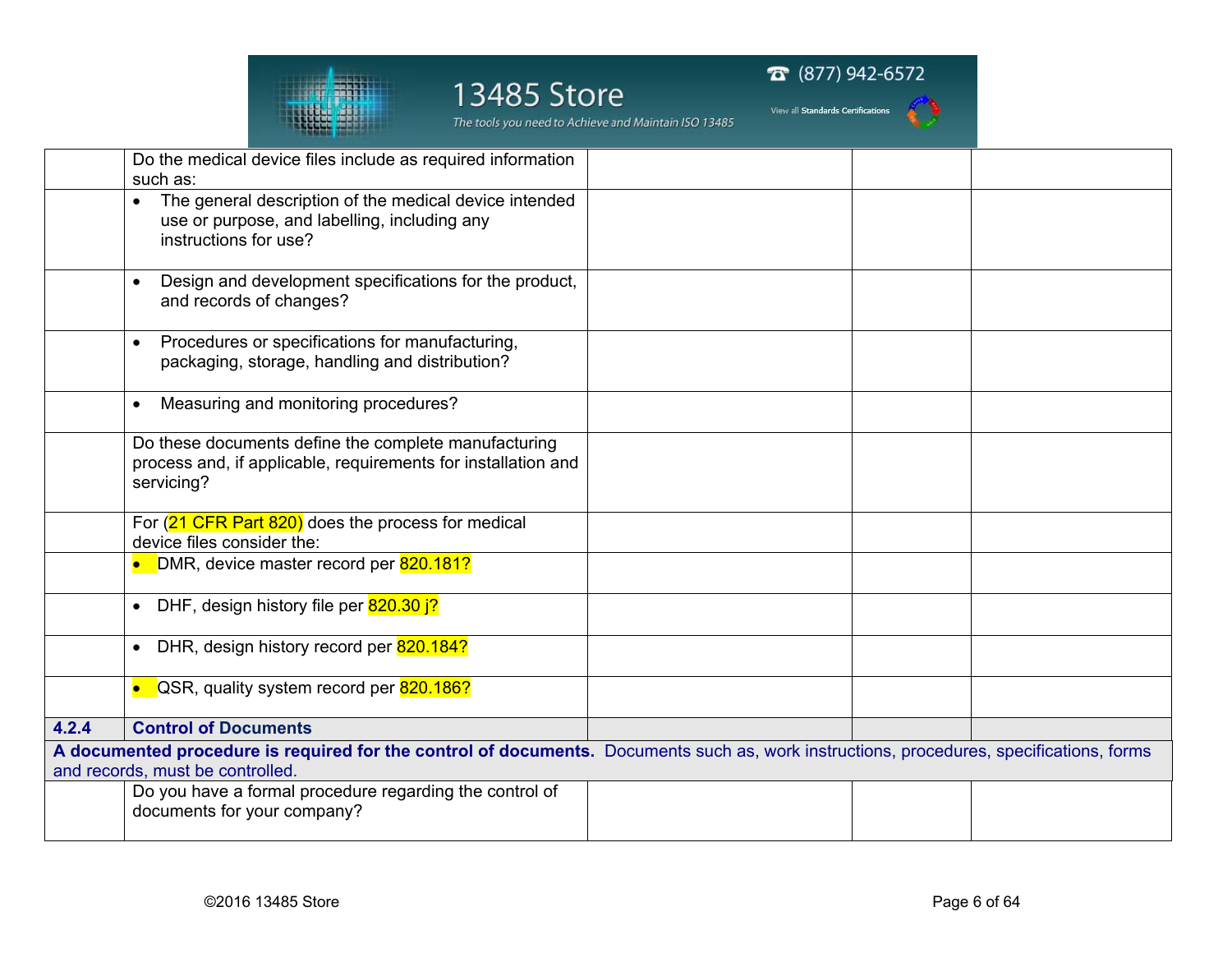| | | | | |
|---|---|---|---|---|
| | Do the medical device files include as required information such as: | | | |
| | • The general description of the medical device intended use or purpose, and labelling, including any instructions for use? | | | |
| | • Design and development specifications for the product, and records of changes? | | | |
| | • Procedures or specifications for manufacturing, packaging, storage, handling and distribution? | | | |
| | • Measuring and monitoring procedures? | | | |
| | Do these documents define the complete manufacturing process and, if applicable, requirements for installation and servicing? | | | |
| | For (21 CFR Part 820) does the process for medical device files consider the: | | | |
| | • DMR, device master record per 820.181? | | | |
| | • DHF, design history file per 820.30 j? | | | |
| | • DHR, design history record per 820.184? | | | |
| | • QSR, quality system record per 820.186? | | | |
| **4.2.4** | **Control of Documents** | | | |
| **A documented procedure is required for the control of documents.** Documents such as, work instructions, procedures, specifications, forms and records, must be controlled. | | | | |
| | Do you have a formal procedure regarding the control of documents for your company? | | | |